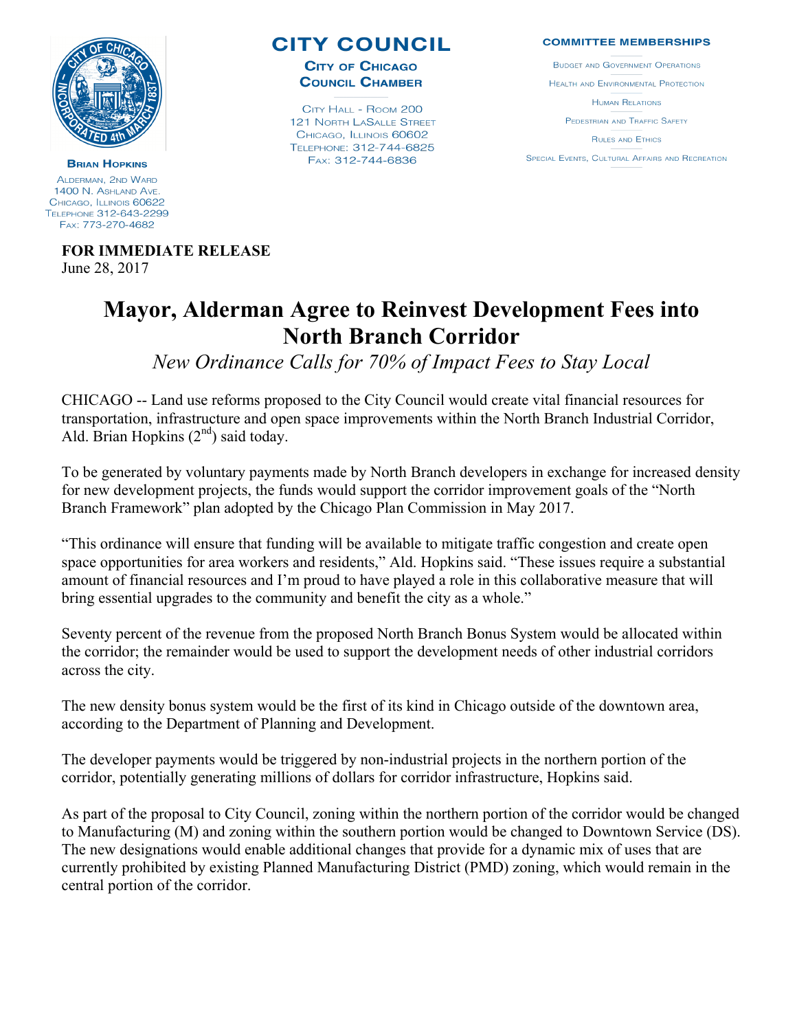**Brian Hopkins**

Alderman, 2nd Ward
1400 N. Ashland Ave.
Chicago, Illinois 60622
Telephone 312-643-2299
Fax: 773-270-4682

**CITY COUNCIL**

**City of Chicago**
**Council Chamber**

City Hall - Room 200
121 North LaSalle Street
Chicago, Illinois 60602
Telephone: 312-744-6825
Fax: 312-744-6836

**COMMITTEE MEMBERSHIPS**

Budget and Government Operations

Health and Environmental Protection

Human Relations

Pedestrian and Traffic Safety

Rules and Ethics

Special Events, Cultural Affairs and Recreation

**FOR IMMEDIATE RELEASE**
June 28, 2017

# Mayor, Alderman Agree to Reinvest Development Fees into North Branch Corridor

*New Ordinance Calls for 70% of Impact Fees to Stay Local*

CHICAGO -- Land use reforms proposed to the City Council would create vital financial resources for transportation, infrastructure and open space improvements within the North Branch Industrial Corridor, Ald. Brian Hopkins (2nd) said today.

To be generated by voluntary payments made by North Branch developers in exchange for increased density for new development projects, the funds would support the corridor improvement goals of the "North Branch Framework" plan adopted by the Chicago Plan Commission in May 2017.

"This ordinance will ensure that funding will be available to mitigate traffic congestion and create open space opportunities for area workers and residents," Ald. Hopkins said. "These issues require a substantial amount of financial resources and I'm proud to have played a role in this collaborative measure that will bring essential upgrades to the community and benefit the city as a whole."

Seventy percent of the revenue from the proposed North Branch Bonus System would be allocated within the corridor; the remainder would be used to support the development needs of other industrial corridors across the city.

The new density bonus system would be the first of its kind in Chicago outside of the downtown area, according to the Department of Planning and Development.

The developer payments would be triggered by non-industrial projects in the northern portion of the corridor, potentially generating millions of dollars for corridor infrastructure, Hopkins said.

As part of the proposal to City Council, zoning within the northern portion of the corridor would be changed to Manufacturing (M) and zoning within the southern portion would be changed to Downtown Service (DS). The new designations would enable additional changes that provide for a dynamic mix of uses that are currently prohibited by existing Planned Manufacturing District (PMD) zoning, which would remain in the central portion of the corridor.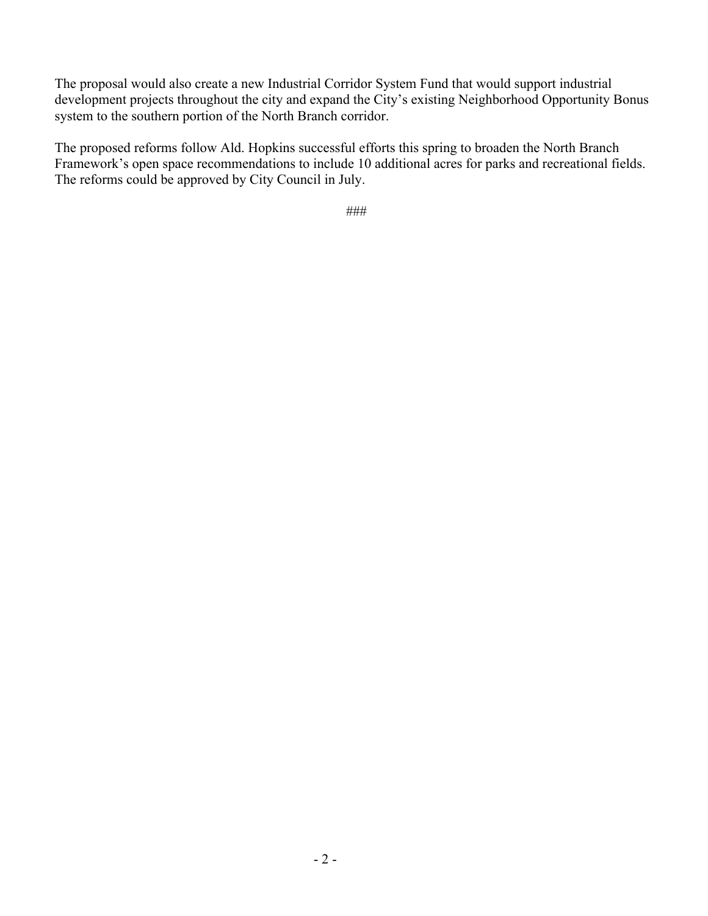The proposal would also create a new Industrial Corridor System Fund that would support industrial development projects throughout the city and expand the City's existing Neighborhood Opportunity Bonus system to the southern portion of the North Branch corridor.

The proposed reforms follow Ald. Hopkins successful efforts this spring to broaden the North Branch Framework's open space recommendations to include 10 additional acres for parks and recreational fields. The reforms could be approved by City Council in July.

###